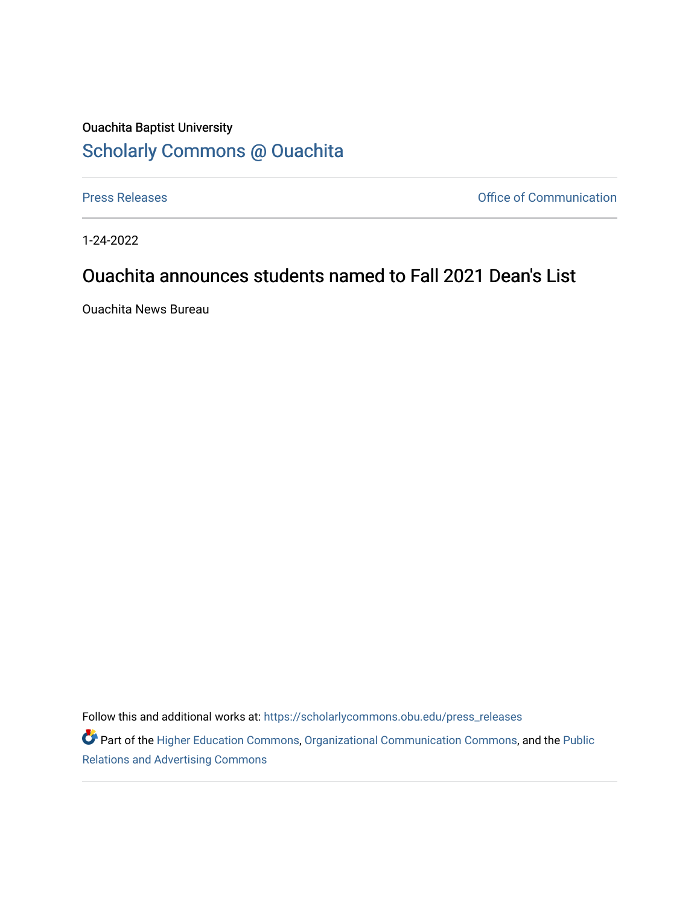Ouachita Baptist University

## Scholarly Commons @ Ouachita

Press Releases

Office of Communication

1-24-2022

# Ouachita announces students named to Fall 2021 Dean's List

Ouachita News Bureau

Follow this and additional works at: https://scholarlycommons.obu.edu/press_releases

Part of the Higher Education Commons, Organizational Communication Commons, and the Public Relations and Advertising Commons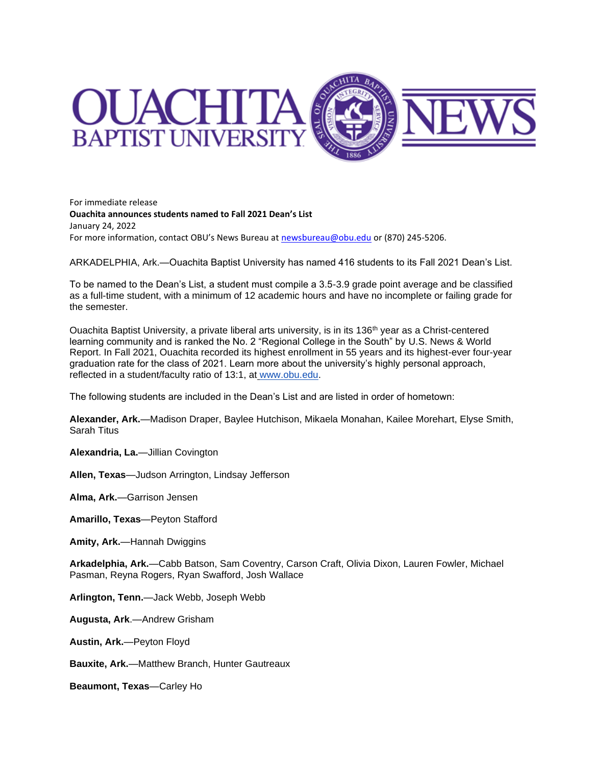# OUACHITA BAPTIST UNIVERSITY NEWS

For immediate release
**Ouachita announces students named to Fall 2021 Dean's List**
January 24, 2022
For more information, contact OBU's News Bureau at newsbureau@obu.edu or (870) 245-5206.

ARKADELPHIA, Ark.—Ouachita Baptist University has named 416 students to its Fall 2021 Dean's List.

To be named to the Dean's List, a student must compile a 3.5-3.9 grade point average and be classified as a full-time student, with a minimum of 12 academic hours and have no incomplete or failing grade for the semester.

Ouachita Baptist University, a private liberal arts university, is in its 136th year as a Christ-centered learning community and is ranked the No. 2 "Regional College in the South" by U.S. News & World Report. In Fall 2021, Ouachita recorded its highest enrollment in 55 years and its highest-ever four-year graduation rate for the class of 2021. Learn more about the university's highly personal approach, reflected in a student/faculty ratio of 13:1, at www.obu.edu.

The following students are included in the Dean's List and are listed in order of hometown:

**Alexander, Ark.**—Madison Draper, Baylee Hutchison, Mikaela Monahan, Kailee Morehart, Elyse Smith, Sarah Titus

**Alexandria, La.**—Jillian Covington

**Allen, Texas**—Judson Arrington, Lindsay Jefferson

**Alma, Ark.**—Garrison Jensen

**Amarillo, Texas**—Peyton Stafford

**Amity, Ark.**—Hannah Dwiggins

**Arkadelphia, Ark.**—Cabb Batson, Sam Coventry, Carson Craft, Olivia Dixon, Lauren Fowler, Michael Pasman, Reyna Rogers, Ryan Swafford, Josh Wallace

**Arlington, Tenn.**—Jack Webb, Joseph Webb

**Augusta, Ark**.—Andrew Grisham

**Austin, Ark.**—Peyton Floyd

**Bauxite, Ark.**—Matthew Branch, Hunter Gautreaux

**Beaumont, Texas**—Carley Ho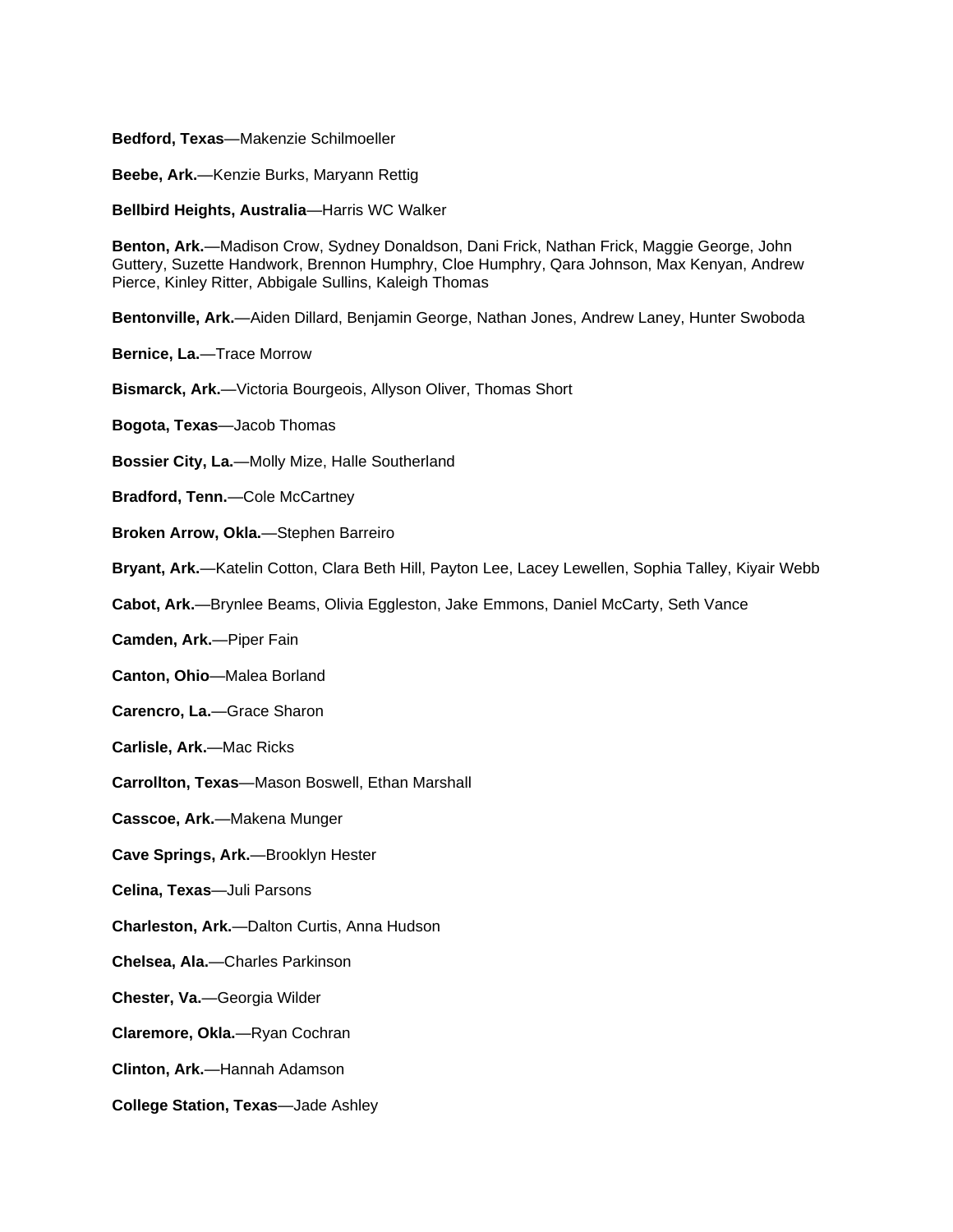**Bedford, Texas**—Makenzie Schilmoeller

**Beebe, Ark.**—Kenzie Burks, Maryann Rettig

**Bellbird Heights, Australia**—Harris WC Walker

**Benton, Ark.**—Madison Crow, Sydney Donaldson, Dani Frick, Nathan Frick, Maggie George, John Guttery, Suzette Handwork, Brennon Humphry, Cloe Humphry, Qara Johnson, Max Kenyan, Andrew Pierce, Kinley Ritter, Abbigale Sullins, Kaleigh Thomas

**Bentonville, Ark.**—Aiden Dillard, Benjamin George, Nathan Jones, Andrew Laney, Hunter Swoboda

**Bernice, La.**—Trace Morrow

**Bismarck, Ark.**—Victoria Bourgeois, Allyson Oliver, Thomas Short

**Bogota, Texas**—Jacob Thomas

**Bossier City, La.**—Molly Mize, Halle Southerland

**Bradford, Tenn.**—Cole McCartney

**Broken Arrow, Okla.**—Stephen Barreiro

**Bryant, Ark.**—Katelin Cotton, Clara Beth Hill, Payton Lee, Lacey Lewellen, Sophia Talley, Kiyair Webb

**Cabot, Ark.**—Brynlee Beams, Olivia Eggleston, Jake Emmons, Daniel McCarty, Seth Vance

**Camden, Ark.**—Piper Fain

**Canton, Ohio**—Malea Borland

**Carencro, La.**—Grace Sharon

**Carlisle, Ark.**—Mac Ricks

**Carrollton, Texas**—Mason Boswell, Ethan Marshall

**Casscoe, Ark.**—Makena Munger

**Cave Springs, Ark.**—Brooklyn Hester

**Celina, Texas**—Juli Parsons

**Charleston, Ark.**—Dalton Curtis, Anna Hudson

**Chelsea, Ala.**—Charles Parkinson

**Chester, Va.**—Georgia Wilder

**Claremore, Okla.**—Ryan Cochran

**Clinton, Ark.**—Hannah Adamson

**College Station, Texas**—Jade Ashley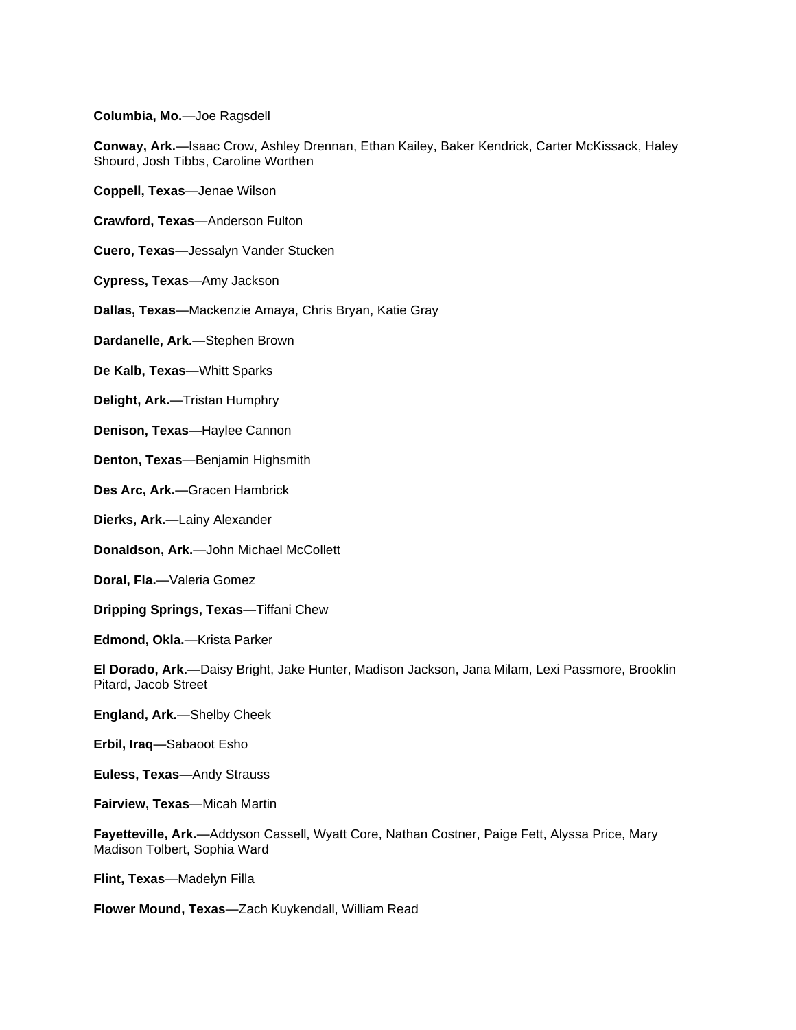**Columbia, Mo.**—Joe Ragsdell

**Conway, Ark.**—Isaac Crow, Ashley Drennan, Ethan Kailey, Baker Kendrick, Carter McKissack, Haley Shourd, Josh Tibbs, Caroline Worthen

**Coppell, Texas**—Jenae Wilson

**Crawford, Texas**—Anderson Fulton

**Cuero, Texas**—Jessalyn Vander Stucken

**Cypress, Texas**—Amy Jackson

**Dallas, Texas**—Mackenzie Amaya, Chris Bryan, Katie Gray

**Dardanelle, Ark.**—Stephen Brown

**De Kalb, Texas**—Whitt Sparks

**Delight, Ark.**—Tristan Humphry

**Denison, Texas**—Haylee Cannon

**Denton, Texas**—Benjamin Highsmith

**Des Arc, Ark.**—Gracen Hambrick

**Dierks, Ark.**—Lainy Alexander

**Donaldson, Ark.**—John Michael McCollett

**Doral, Fla.**—Valeria Gomez

**Dripping Springs, Texas**—Tiffani Chew

**Edmond, Okla.**—Krista Parker

**El Dorado, Ark.**—Daisy Bright, Jake Hunter, Madison Jackson, Jana Milam, Lexi Passmore, Brooklin Pitard, Jacob Street

**England, Ark.**—Shelby Cheek

**Erbil, Iraq**—Sabaoot Esho

**Euless, Texas**—Andy Strauss

**Fairview, Texas**—Micah Martin

**Fayetteville, Ark.**—Addyson Cassell, Wyatt Core, Nathan Costner, Paige Fett, Alyssa Price, Mary Madison Tolbert, Sophia Ward

**Flint, Texas**—Madelyn Filla

**Flower Mound, Texas**—Zach Kuykendall, William Read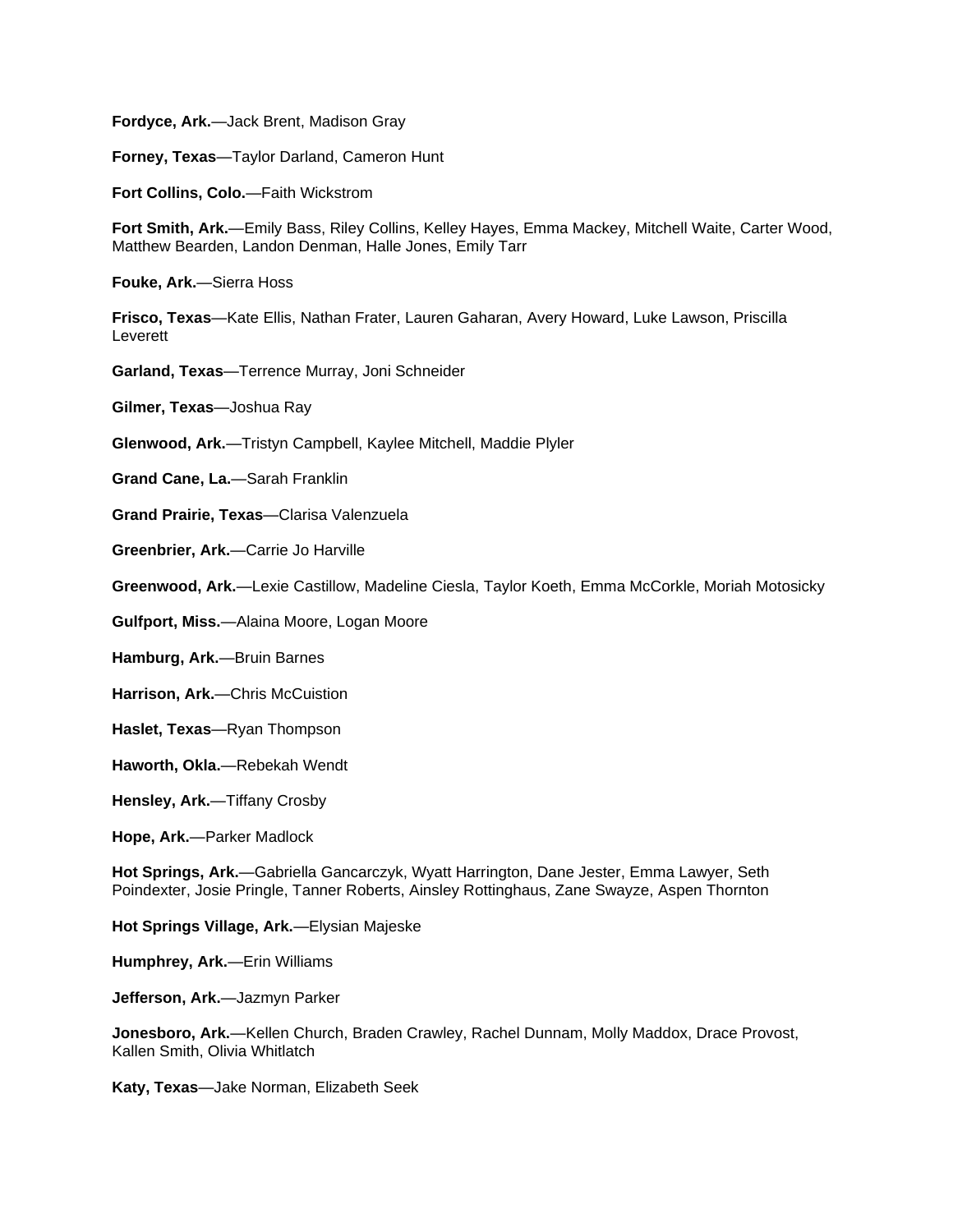**Fordyce, Ark.**—Jack Brent, Madison Gray

**Forney, Texas**—Taylor Darland, Cameron Hunt

**Fort Collins, Colo.**—Faith Wickstrom

**Fort Smith, Ark.**—Emily Bass, Riley Collins, Kelley Hayes, Emma Mackey, Mitchell Waite, Carter Wood, Matthew Bearden, Landon Denman, Halle Jones, Emily Tarr

**Fouke, Ark.**—Sierra Hoss

**Frisco, Texas**—Kate Ellis, Nathan Frater, Lauren Gaharan, Avery Howard, Luke Lawson, Priscilla Leverett

**Garland, Texas**—Terrence Murray, Joni Schneider

**Gilmer, Texas**—Joshua Ray

**Glenwood, Ark.**—Tristyn Campbell, Kaylee Mitchell, Maddie Plyler

**Grand Cane, La.**—Sarah Franklin

**Grand Prairie, Texas**—Clarisa Valenzuela

**Greenbrier, Ark.**—Carrie Jo Harville

**Greenwood, Ark.**—Lexie Castillow, Madeline Ciesla, Taylor Koeth, Emma McCorkle, Moriah Motosicky

**Gulfport, Miss.**—Alaina Moore, Logan Moore

**Hamburg, Ark.**—Bruin Barnes

**Harrison, Ark.**—Chris McCuistion

**Haslet, Texas**—Ryan Thompson

**Haworth, Okla.**—Rebekah Wendt

**Hensley, Ark.**—Tiffany Crosby

**Hope, Ark.**—Parker Madlock

**Hot Springs, Ark.**—Gabriella Gancarczyk, Wyatt Harrington, Dane Jester, Emma Lawyer, Seth Poindexter, Josie Pringle, Tanner Roberts, Ainsley Rottinghaus, Zane Swayze, Aspen Thornton

**Hot Springs Village, Ark.**—Elysian Majeske

**Humphrey, Ark.**—Erin Williams

**Jefferson, Ark.**—Jazmyn Parker

**Jonesboro, Ark.**—Kellen Church, Braden Crawley, Rachel Dunnam, Molly Maddox, Drace Provost, Kallen Smith, Olivia Whitlatch

**Katy, Texas**—Jake Norman, Elizabeth Seek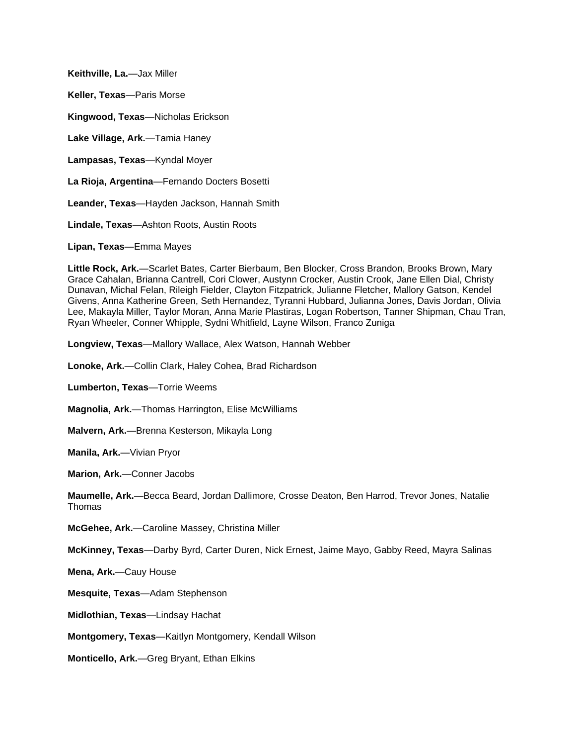**Keithville, La.**—Jax Miller

**Keller, Texas**—Paris Morse

**Kingwood, Texas**—Nicholas Erickson

**Lake Village, Ark.**—Tamia Haney

**Lampasas, Texas**—Kyndal Moyer

**La Rioja, Argentina**—Fernando Docters Bosetti

**Leander, Texas**—Hayden Jackson, Hannah Smith

**Lindale, Texas**—Ashton Roots, Austin Roots

**Lipan, Texas**—Emma Mayes

**Little Rock, Ark.**—Scarlet Bates, Carter Bierbaum, Ben Blocker, Cross Brandon, Brooks Brown, Mary Grace Cahalan, Brianna Cantrell, Cori Clower, Austynn Crocker, Austin Crook, Jane Ellen Dial, Christy Dunavan, Michal Felan, Rileigh Fielder, Clayton Fitzpatrick, Julianne Fletcher, Mallory Gatson, Kendel Givens, Anna Katherine Green, Seth Hernandez, Tyranni Hubbard, Julianna Jones, Davis Jordan, Olivia Lee, Makayla Miller, Taylor Moran, Anna Marie Plastiras, Logan Robertson, Tanner Shipman, Chau Tran, Ryan Wheeler, Conner Whipple, Sydni Whitfield, Layne Wilson, Franco Zuniga

**Longview, Texas**—Mallory Wallace, Alex Watson, Hannah Webber

**Lonoke, Ark.**—Collin Clark, Haley Cohea, Brad Richardson

**Lumberton, Texas**—Torrie Weems

**Magnolia, Ark.**—Thomas Harrington, Elise McWilliams

**Malvern, Ark.**—Brenna Kesterson, Mikayla Long

**Manila, Ark.**—Vivian Pryor

**Marion, Ark.**—Conner Jacobs

**Maumelle, Ark.**—Becca Beard, Jordan Dallimore, Crosse Deaton, Ben Harrod, Trevor Jones, Natalie Thomas

**McGehee, Ark.**—Caroline Massey, Christina Miller

**McKinney, Texas**—Darby Byrd, Carter Duren, Nick Ernest, Jaime Mayo, Gabby Reed, Mayra Salinas

**Mena, Ark.**—Cauy House

**Mesquite, Texas**—Adam Stephenson

**Midlothian, Texas**—Lindsay Hachat

**Montgomery, Texas**—Kaitlyn Montgomery, Kendall Wilson

**Monticello, Ark.**—Greg Bryant, Ethan Elkins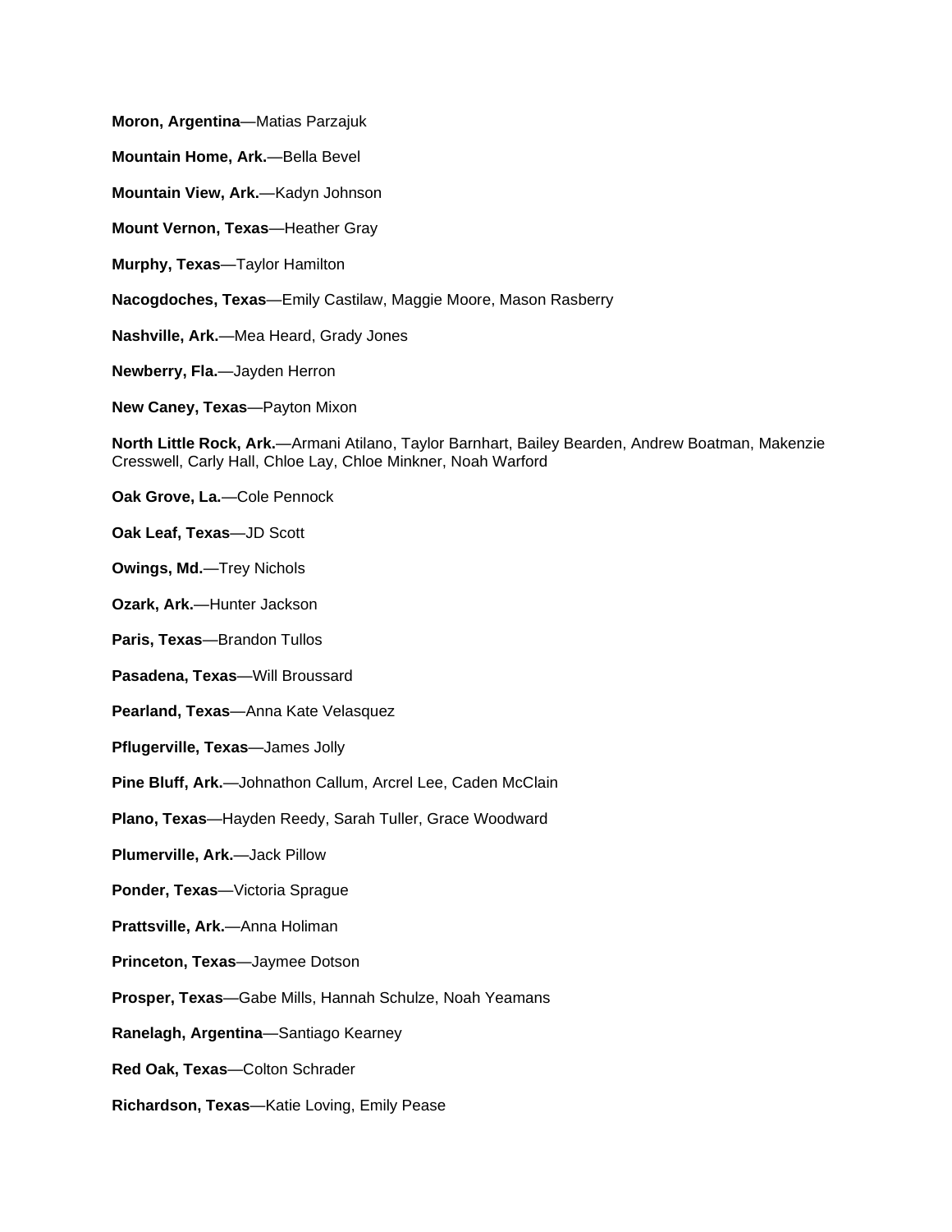**Moron, Argentina**—Matias Parzajuk

**Mountain Home, Ark.**—Bella Bevel

**Mountain View, Ark.**—Kadyn Johnson

**Mount Vernon, Texas**—Heather Gray

**Murphy, Texas**—Taylor Hamilton

**Nacogdoches, Texas**—Emily Castilaw, Maggie Moore, Mason Rasberry

**Nashville, Ark.**—Mea Heard, Grady Jones

**Newberry, Fla.**—Jayden Herron

**New Caney, Texas**—Payton Mixon

**North Little Rock, Ark.**—Armani Atilano, Taylor Barnhart, Bailey Bearden, Andrew Boatman, Makenzie Cresswell, Carly Hall, Chloe Lay, Chloe Minkner, Noah Warford

**Oak Grove, La.**—Cole Pennock

**Oak Leaf, Texas**—JD Scott

**Owings, Md.**—Trey Nichols

**Ozark, Ark.**—Hunter Jackson

**Paris, Texas**—Brandon Tullos

**Pasadena, Texas**—Will Broussard

**Pearland, Texas**—Anna Kate Velasquez

**Pflugerville, Texas**—James Jolly

**Pine Bluff, Ark.**—Johnathon Callum, Arcrel Lee, Caden McClain

**Plano, Texas**—Hayden Reedy, Sarah Tuller, Grace Woodward

**Plumerville, Ark.**—Jack Pillow

**Ponder, Texas**—Victoria Sprague

**Prattsville, Ark.**—Anna Holiman

**Princeton, Texas**—Jaymee Dotson

**Prosper, Texas**—Gabe Mills, Hannah Schulze, Noah Yeamans

**Ranelagh, Argentina**—Santiago Kearney

**Red Oak, Texas**—Colton Schrader

**Richardson, Texas**—Katie Loving, Emily Pease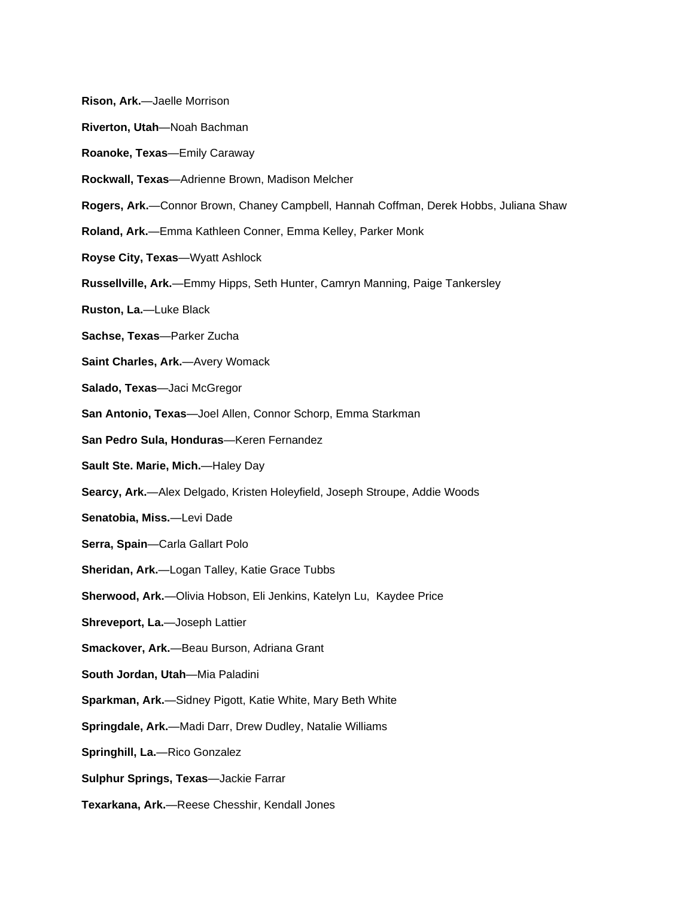**Rison, Ark.**—Jaelle Morrison

**Riverton, Utah**—Noah Bachman

**Roanoke, Texas**—Emily Caraway

**Rockwall, Texas**—Adrienne Brown, Madison Melcher

**Rogers, Ark.**—Connor Brown, Chaney Campbell, Hannah Coffman, Derek Hobbs, Juliana Shaw

**Roland, Ark.**—Emma Kathleen Conner, Emma Kelley, Parker Monk

**Royse City, Texas**—Wyatt Ashlock

**Russellville, Ark.**—Emmy Hipps, Seth Hunter, Camryn Manning, Paige Tankersley

**Ruston, La.**—Luke Black

**Sachse, Texas**—Parker Zucha

**Saint Charles, Ark.**—Avery Womack

**Salado, Texas**—Jaci McGregor

**San Antonio, Texas**—Joel Allen, Connor Schorp, Emma Starkman

**San Pedro Sula, Honduras**—Keren Fernandez

**Sault Ste. Marie, Mich.**—Haley Day

**Searcy, Ark.**—Alex Delgado, Kristen Holeyfield, Joseph Stroupe, Addie Woods

**Senatobia, Miss.**—Levi Dade

**Serra, Spain**—Carla Gallart Polo

**Sheridan, Ark.**—Logan Talley, Katie Grace Tubbs

**Sherwood, Ark.**—Olivia Hobson, Eli Jenkins, Katelyn Lu, Kaydee Price

**Shreveport, La.**—Joseph Lattier

**Smackover, Ark.**—Beau Burson, Adriana Grant

**South Jordan, Utah**—Mia Paladini

**Sparkman, Ark.**—Sidney Pigott, Katie White, Mary Beth White

**Springdale, Ark.**—Madi Darr, Drew Dudley, Natalie Williams

**Springhill, La.**—Rico Gonzalez

**Sulphur Springs, Texas**—Jackie Farrar

**Texarkana, Ark.**—Reese Chesshir, Kendall Jones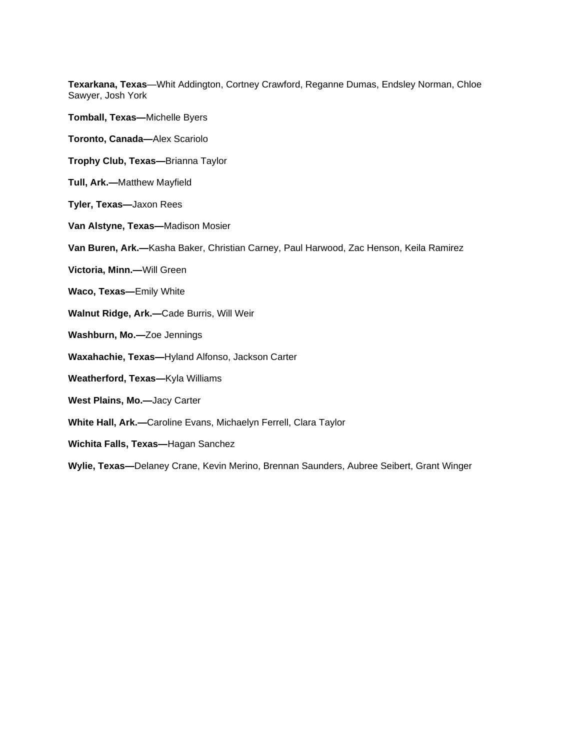**Texarkana, Texas**—Whit Addington, Cortney Crawford, Reganne Dumas, Endsley Norman, Chloe Sawyer, Josh York

**Tomball, Texas—**Michelle Byers

**Toronto, Canada—**Alex Scariolo

**Trophy Club, Texas—**Brianna Taylor

**Tull, Ark.—**Matthew Mayfield

**Tyler, Texas—**Jaxon Rees

**Van Alstyne, Texas—**Madison Mosier

**Van Buren, Ark.—**Kasha Baker, Christian Carney, Paul Harwood, Zac Henson, Keila Ramirez

**Victoria, Minn.—**Will Green

**Waco, Texas—**Emily White

**Walnut Ridge, Ark.—**Cade Burris, Will Weir

**Washburn, Mo.—**Zoe Jennings

**Waxahachie, Texas—**Hyland Alfonso, Jackson Carter

**Weatherford, Texas—**Kyla Williams

**West Plains, Mo.—**Jacy Carter

**White Hall, Ark.—**Caroline Evans, Michaelyn Ferrell, Clara Taylor

**Wichita Falls, Texas—**Hagan Sanchez

**Wylie, Texas—**Delaney Crane, Kevin Merino, Brennan Saunders, Aubree Seibert, Grant Winger